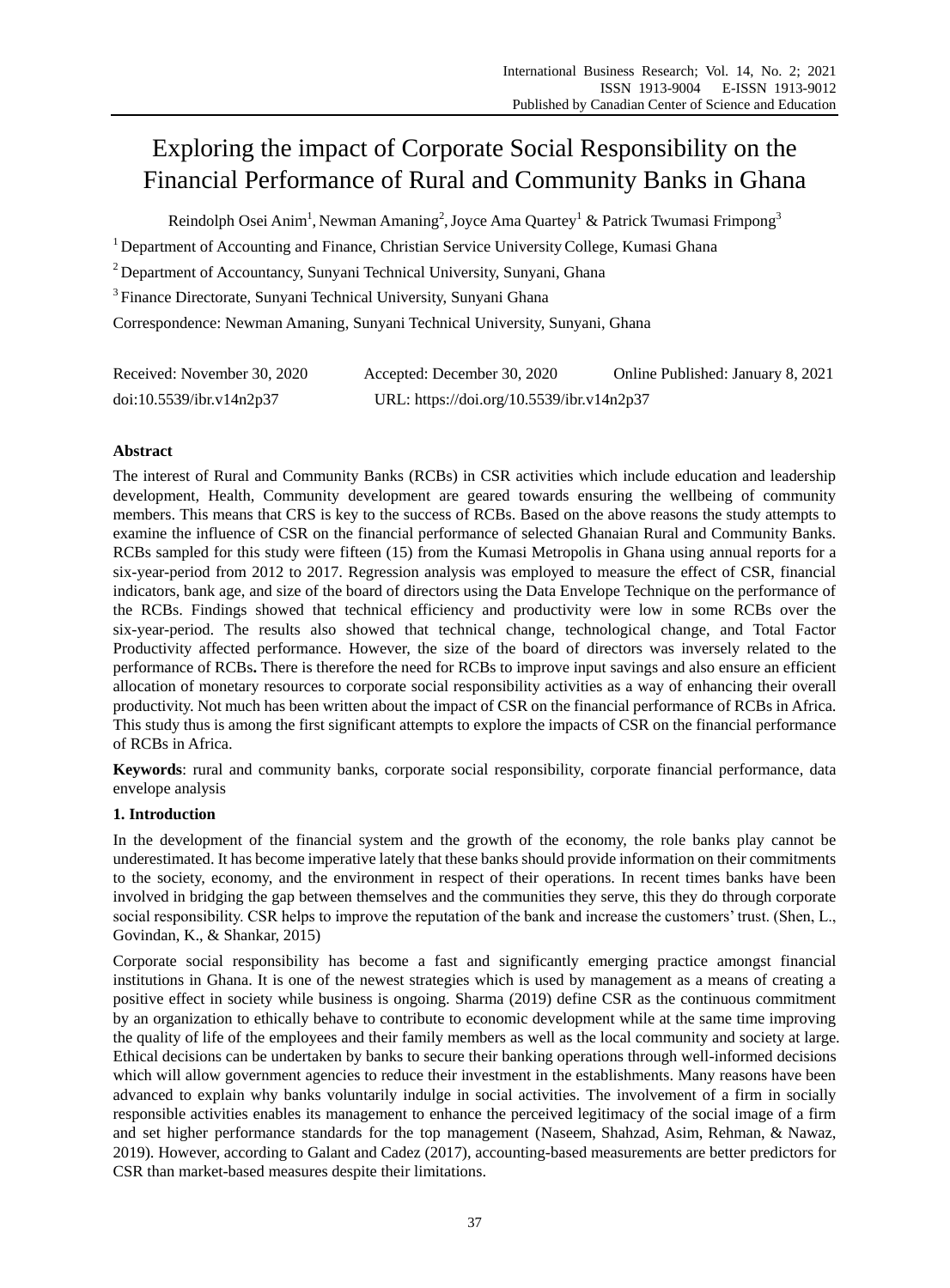# Exploring the impact of Corporate Social Responsibility on the Financial Performance of Rural and Community Banks in Ghana

Reindolph Osei Anim[1], Newman Amaning[2], Joyce Ama Quartey[1] & Patrick Twumasi Frimpong[3]

[1] Department of Accounting and Finance, Christian Service University College, Kumasi Ghana

[2] Department of Accountancy, Sunyani Technical University, Sunyani, Ghana

[3] Finance Directorate, Sunyani Technical University, Sunyani Ghana

Correspondence: Newman Amaning, Sunyani Technical University, Sunyani, Ghana

Received: November 30, 2020 Accepted: December 30, 2020 Online Published: January 8, 2021

doi:10.5539/ibr.v14n2p37 URL: https://doi.org/10.5539/ibr.v14n2p37

**Abstract**

The interest of Rural and Community Banks (RCBs) in CSR activities which include education and leadership development, Health, Community development are geared towards ensuring the wellbeing of community members. This means that CRS is key to the success of RCBs. Based on the above reasons the study attempts to examine the influence of CSR on the financial performance of selected Ghanaian Rural and Community Banks. RCBs sampled for this study were fifteen (15) from the Kumasi Metropolis in Ghana using annual reports for a six-year-period from 2012 to 2017. Regression analysis was employed to measure the effect of CSR, financial indicators, bank age, and size of the board of directors using the Data Envelope Technique on the performance of the RCBs. Findings showed that technical efficiency and productivity were low in some RCBs over the six-year-period. The results also showed that technical change, technological change, and Total Factor Productivity affected performance. However, the size of the board of directors was inversely related to the performance of RCBs**.** There is therefore the need for RCBs to improve input savings and also ensure an efficient allocation of monetary resources to corporate social responsibility activities as a way of enhancing their overall productivity. Not much has been written about the impact of CSR on the financial performance of RCBs in Africa. This study thus is among the first significant attempts to explore the impacts of CSR on the financial performance of RCBs in Africa.

**Keywords**: rural and community banks, corporate social responsibility, corporate financial performance, data envelope analysis

## 1. Introduction

In the development of the financial system and the growth of the economy, the role banks play cannot be underestimated. It has become imperative lately that these banks should provide information on their commitments to the society, economy, and the environment in respect of their operations. In recent times banks have been involved in bridging the gap between themselves and the communities they serve, this they do through corporate social responsibility. CSR helps to improve the reputation of the bank and increase the customers' trust. (Shen, L., Govindan, K., & Shankar, 2015)

Corporate social responsibility has become a fast and significantly emerging practice amongst financial institutions in Ghana. It is one of the newest strategies which is used by management as a means of creating a positive effect in society while business is ongoing. Sharma (2019) define CSR as the continuous commitment by an organization to ethically behave to contribute to economic development while at the same time improving the quality of life of the employees and their family members as well as the local community and society at large. Ethical decisions can be undertaken by banks to secure their banking operations through well-informed decisions which will allow government agencies to reduce their investment in the establishments. Many reasons have been advanced to explain why banks voluntarily indulge in social activities. The involvement of a firm in socially responsible activities enables its management to enhance the perceived legitimacy of the social image of a firm and set higher performance standards for the top management (Naseem, Shahzad, Asim, Rehman, & Nawaz, 2019). However, according to Galant and Cadez (2017), accounting-based measurements are better predictors for CSR than market-based measures despite their limitations.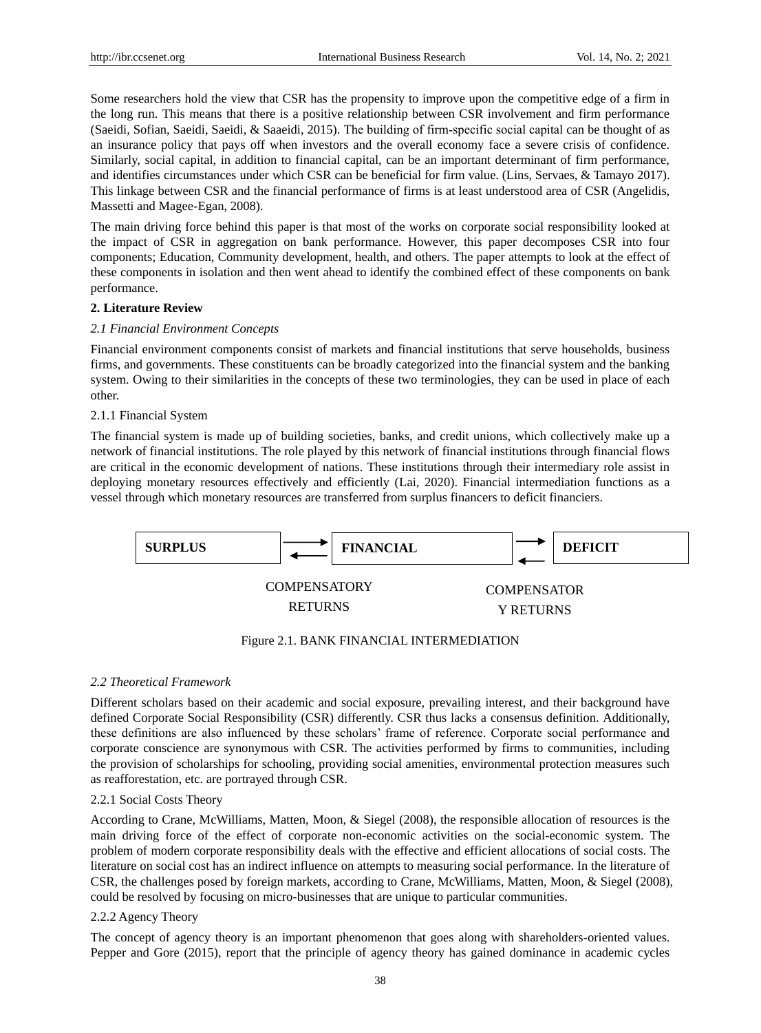Some researchers hold the view that CSR has the propensity to improve upon the competitive edge of a firm in the long run. This means that there is a positive relationship between CSR involvement and firm performance (Saeidi, Sofian, Saeidi, Saeidi, & Saaeidi, 2015). The building of firm-specific social capital can be thought of as an insurance policy that pays off when investors and the overall economy face a severe crisis of confidence. Similarly, social capital, in addition to financial capital, can be an important determinant of firm performance, and identifies circumstances under which CSR can be beneficial for firm value. (Lins, Servaes, & Tamayo 2017). This linkage between CSR and the financial performance of firms is at least understood area of CSR (Angelidis, Massetti and Magee-Egan, 2008).

The main driving force behind this paper is that most of the works on corporate social responsibility looked at the impact of CSR in aggregation on bank performance. However, this paper decomposes CSR into four components; Education, Community development, health, and others. The paper attempts to look at the effect of these components in isolation and then went ahead to identify the combined effect of these components on bank performance.

## 2. Literature Review

### *2.1 Financial Environment Concepts*

Financial environment components consist of markets and financial institutions that serve households, business firms, and governments. These constituents can be broadly categorized into the financial system and the banking system. Owing to their similarities in the concepts of these two terminologies, they can be used in place of each other.

#### 2.1.1 Financial System

The financial system is made up of building societies, banks, and credit unions, which collectively make up a network of financial institutions. The role played by this network of financial institutions through financial flows are critical in the economic development of nations. These institutions through their intermediary role assist in deploying monetary resources effectively and efficiently (Lai, 2020). Financial intermediation functions as a vessel through which monetary resources are transferred from surplus financers to deficit financiers.

**SURPLUS** ⇄ **FINANCIAL** ⇄ **DEFICIT**

COMPENSATORY RETURNS — COMPENSATORY RETURNS

Figure 2.1. BANK FINANCIAL INTERMEDIATION

### *2.2 Theoretical Framework*

Different scholars based on their academic and social exposure, prevailing interest, and their background have defined Corporate Social Responsibility (CSR) differently. CSR thus lacks a consensus definition. Additionally, these definitions are also influenced by these scholars' frame of reference. Corporate social performance and corporate conscience are synonymous with CSR. The activities performed by firms to communities, including the provision of scholarships for schooling, providing social amenities, environmental protection measures such as reafforestation, etc. are portrayed through CSR.

#### 2.2.1 Social Costs Theory

According to Crane, McWilliams, Matten, Moon, & Siegel (2008), the responsible allocation of resources is the main driving force of the effect of corporate non-economic activities on the social-economic system. The problem of modern corporate responsibility deals with the effective and efficient allocations of social costs. The literature on social cost has an indirect influence on attempts to measuring social performance. In the literature of CSR, the challenges posed by foreign markets, according to Crane, McWilliams, Matten, Moon, & Siegel (2008), could be resolved by focusing on micro-businesses that are unique to particular communities.

#### 2.2.2 Agency Theory

The concept of agency theory is an important phenomenon that goes along with shareholders-oriented values. Pepper and Gore (2015), report that the principle of agency theory has gained dominance in academic cycles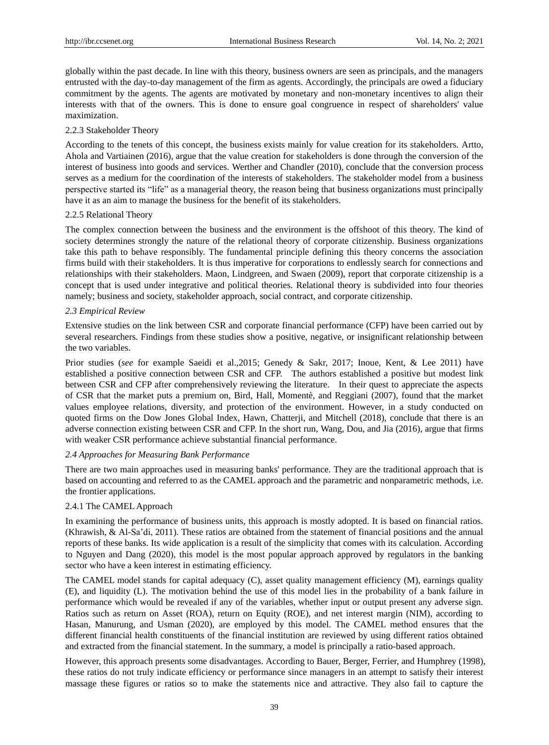globally within the past decade. In line with this theory, business owners are seen as principals, and the managers entrusted with the day-to-day management of the firm as agents. Accordingly, the principals are owed a fiduciary commitment by the agents. The agents are motivated by monetary and non-monetary incentives to align their interests with that of the owners. This is done to ensure goal congruence in respect of shareholders' value maximization.

#### 2.2.3 Stakeholder Theory

According to the tenets of this concept, the business exists mainly for value creation for its stakeholders. Artto, Ahola and Vartiainen (2016), argue that the value creation for stakeholders is done through the conversion of the interest of business into goods and services. Werther and Chandler (2010), conclude that the conversion process serves as a medium for the coordination of the interests of stakeholders. The stakeholder model from a business perspective started its "life" as a managerial theory, the reason being that business organizations must principally have it as an aim to manage the business for the benefit of its stakeholders.

#### 2.2.5 Relational Theory

The complex connection between the business and the environment is the offshoot of this theory. The kind of society determines strongly the nature of the relational theory of corporate citizenship. Business organizations take this path to behave responsibly. The fundamental principle defining this theory concerns the association firms build with their stakeholders. It is thus imperative for corporations to endlessly search for connections and relationships with their stakeholders. Maon, Lindgreen, and Swaen (2009), report that corporate citizenship is a concept that is used under integrative and political theories. Relational theory is subdivided into four theories namely; business and society, stakeholder approach, social contract, and corporate citizenship.

### *2.3 Empirical Review*

Extensive studies on the link between CSR and corporate financial performance (CFP) have been carried out by several researchers. Findings from these studies show a positive, negative, or insignificant relationship between the two variables.

Prior studies (*see* for example Saeidi et al.,2015; Genedy & Sakr, 2017; Inoue, Kent, & Lee 2011) have established a positive connection between CSR and CFP. The authors established a positive but modest link between CSR and CFP after comprehensively reviewing the literature. In their quest to appreciate the aspects of CSR that the market puts a premium on, Bird, Hall, Momentè, and Reggiani (2007), found that the market values employee relations, diversity, and protection of the environment. However, in a study conducted on quoted firms on the Dow Jones Global Index, Hawn, Chatterji, and Mitchell (2018), conclude that there is an adverse connection existing between CSR and CFP. In the short run, Wang, Dou, and Jia (2016), argue that firms with weaker CSR performance achieve substantial financial performance.

### *2.4 Approaches for Measuring Bank Performance*

There are two main approaches used in measuring banks' performance. They are the traditional approach that is based on accounting and referred to as the CAMEL approach and the parametric and nonparametric methods, i.e. the frontier applications.

#### 2.4.1 The CAMEL Approach

In examining the performance of business units, this approach is mostly adopted. It is based on financial ratios. (Khrawish, & Al-Sa'di, 2011). These ratios are obtained from the statement of financial positions and the annual reports of these banks. Its wide application is a result of the simplicity that comes with its calculation. According to Nguyen and Dang (2020), this model is the most popular approach approved by regulators in the banking sector who have a keen interest in estimating efficiency.

The CAMEL model stands for capital adequacy (C), asset quality management efficiency (M), earnings quality (E), and liquidity (L). The motivation behind the use of this model lies in the probability of a bank failure in performance which would be revealed if any of the variables, whether input or output present any adverse sign. Ratios such as return on Asset (ROA), return on Equity (ROE), and net interest margin (NIM), according to Hasan, Manurung, and Usman (2020), are employed by this model. The CAMEL method ensures that the different financial health constituents of the financial institution are reviewed by using different ratios obtained and extracted from the financial statement. In the summary, a model is principally a ratio-based approach.

However, this approach presents some disadvantages. According to Bauer, Berger, Ferrier, and Humphrey (1998), these ratios do not truly indicate efficiency or performance since managers in an attempt to satisfy their interest massage these figures or ratios so to make the statements nice and attractive. They also fail to capture the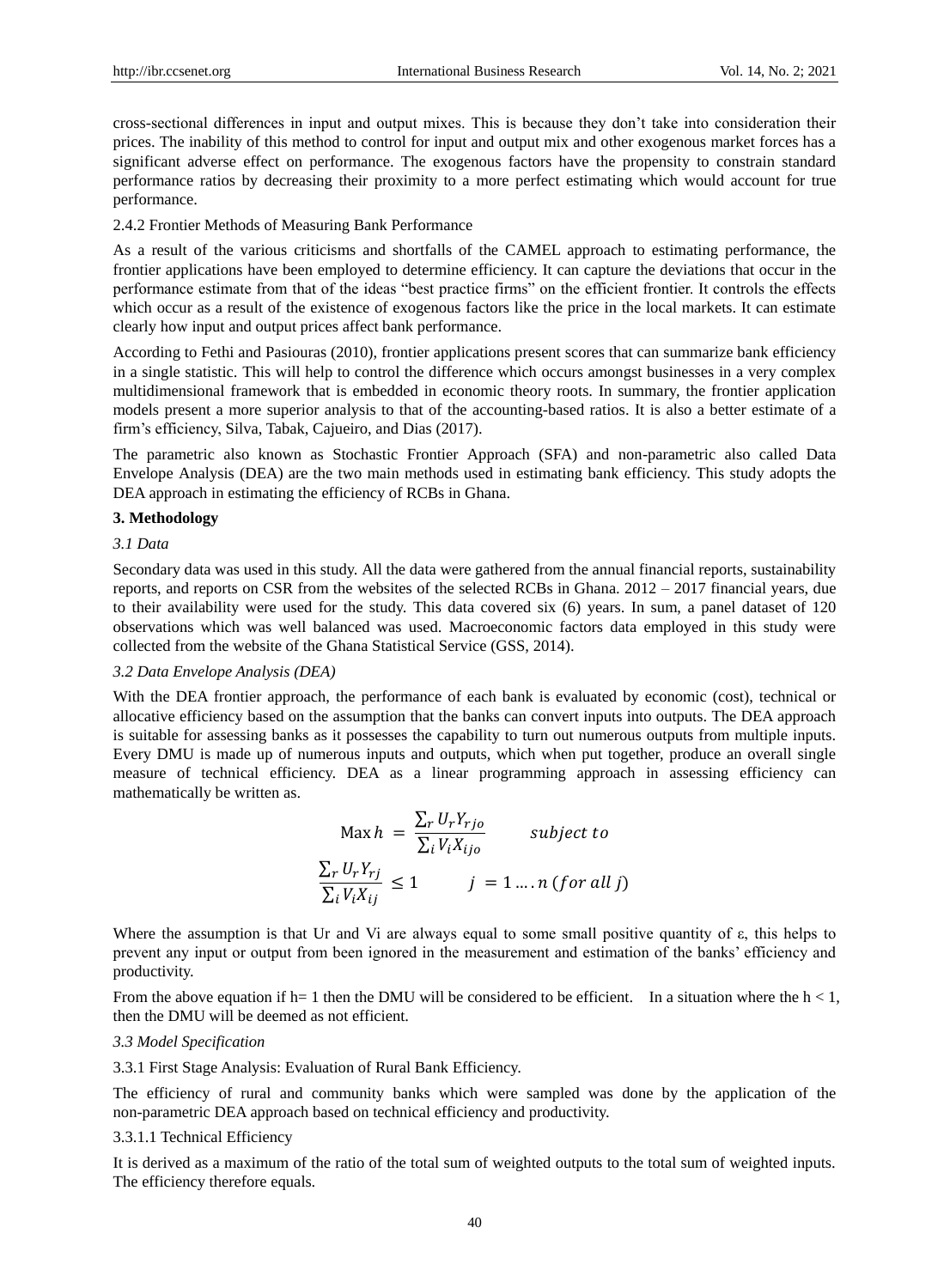cross-sectional differences in input and output mixes. This is because they don't take into consideration their prices. The inability of this method to control for input and output mix and other exogenous market forces has a significant adverse effect on performance. The exogenous factors have the propensity to constrain standard performance ratios by decreasing their proximity to a more perfect estimating which would account for true performance.

2.4.2 Frontier Methods of Measuring Bank Performance

As a result of the various criticisms and shortfalls of the CAMEL approach to estimating performance, the frontier applications have been employed to determine efficiency. It can capture the deviations that occur in the performance estimate from that of the ideas "best practice firms" on the efficient frontier. It controls the effects which occur as a result of the existence of exogenous factors like the price in the local markets. It can estimate clearly how input and output prices affect bank performance.

According to Fethi and Pasiouras (2010), frontier applications present scores that can summarize bank efficiency in a single statistic. This will help to control the difference which occurs amongst businesses in a very complex multidimensional framework that is embedded in economic theory roots. In summary, the frontier application models present a more superior analysis to that of the accounting-based ratios. It is also a better estimate of a firm's efficiency, Silva, Tabak, Cajueiro, and Dias (2017).

The parametric also known as Stochastic Frontier Approach (SFA) and non-parametric also called Data Envelope Analysis (DEA) are the two main methods used in estimating bank efficiency. This study adopts the DEA approach in estimating the efficiency of RCBs in Ghana.

## 3. Methodology

### *3.1 Data*

Secondary data was used in this study. All the data were gathered from the annual financial reports, sustainability reports, and reports on CSR from the websites of the selected RCBs in Ghana. 2012 – 2017 financial years, due to their availability were used for the study. This data covered six (6) years. In sum, a panel dataset of 120 observations which was well balanced was used. Macroeconomic factors data employed in this study were collected from the website of the Ghana Statistical Service (GSS, 2014).

### *3.2 Data Envelope Analysis (DEA)*

With the DEA frontier approach, the performance of each bank is evaluated by economic (cost), technical or allocative efficiency based on the assumption that the banks can convert inputs into outputs. The DEA approach is suitable for assessing banks as it possesses the capability to turn out numerous outputs from multiple inputs. Every DMU is made up of numerous inputs and outputs, which when put together, produce an overall single measure of technical efficiency. DEA as a linear programming approach in assessing efficiency can mathematically be written as.

$$\text{Max}\, h = \frac{\sum_r U_r Y_{rjo}}{\sum_i V_i X_{ijo}} \qquad subject\ to$$

$$\frac{\sum_r U_r Y_{rj}}{\sum_i V_i X_{ij}} \leq 1 \qquad j = 1 \ldots .n\ (for\ all\ j)$$

Where the assumption is that Ur and Vi are always equal to some small positive quantity of ε, this helps to prevent any input or output from been ignored in the measurement and estimation of the banks' efficiency and productivity.

From the above equation if $h = 1$ then the DMU will be considered to be efficient. In a situation where the $h < 1$, then the DMU will be deemed as not efficient.

### *3.3 Model Specification*

3.3.1 First Stage Analysis: Evaluation of Rural Bank Efficiency.

The efficiency of rural and community banks which were sampled was done by the application of the non-parametric DEA approach based on technical efficiency and productivity.

3.3.1.1 Technical Efficiency

It is derived as a maximum of the ratio of the total sum of weighted outputs to the total sum of weighted inputs. The efficiency therefore equals.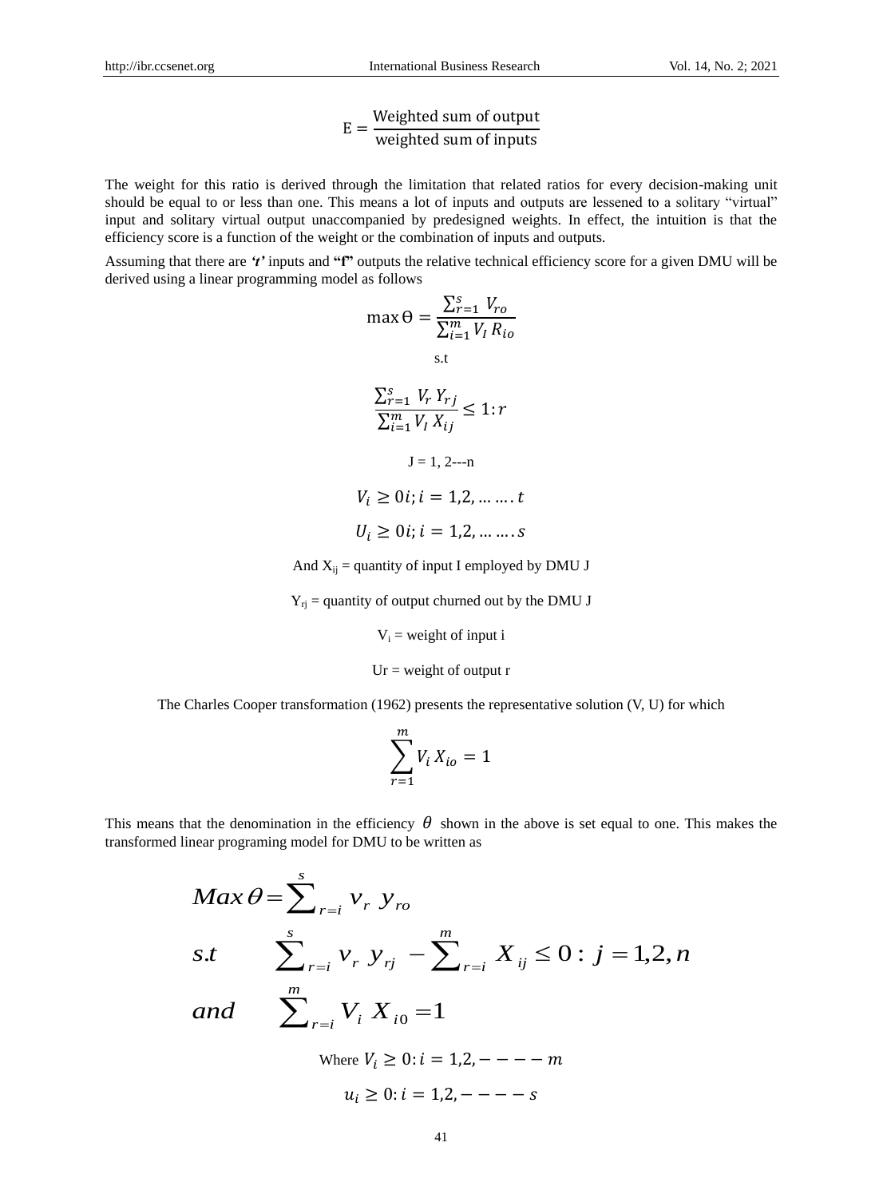$$E = \frac{\text{Weighted sum of output}}{\text{weighted sum of inputs}}$$

The weight for this ratio is derived through the limitation that related ratios for every decision-making unit should be equal to or less than one. This means a lot of inputs and outputs are lessened to a solitary "virtual" input and solitary virtual output unaccompanied by predesigned weights. In effect, the intuition is that the efficiency score is a function of the weight or the combination of inputs and outputs.

Assuming that there are ***'t'*** inputs and **"f"** outputs the relative technical efficiency score for a given DMU will be derived using a linear programming model as follows

$$\max \Theta = \frac{\sum_{r=1}^{s} V_{ro}}{\sum_{i=1}^{m} V_I R_{io}}$$

s.t

$$\frac{\sum_{r=1}^{s} V_r Y_{rj}}{\sum_{i=1}^{m} V_I X_{ij}} \leq 1 : r$$

J = 1, 2---n

$$V_i \geq 0i; i = 1,2, \ldots \ldots . t$$

$$U_i \geq 0i; i = 1,2, \ldots \ldots . s$$

And $X_{ij}$ = quantity of input I employed by DMU J

$Y_{rj}$ = quantity of output churned out by the DMU J

$V_i$ = weight of input i

Ur = weight of output r

The Charles Cooper transformation (1962) presents the representative solution (V, U) for which

$$\sum_{r=1}^{m} V_i X_{io} = 1$$

This means that the denomination in the efficiency $\theta$ shown in the above is set equal to one. This makes the transformed linear programing model for DMU to be written as

$$
\begin{aligned}
&Max\,\theta = \sum_{r=i}^{s} v_r\, y_{ro} \\
&s.t \qquad \sum_{r=i}^{s} v_r\, y_{rj} - \sum_{r=i}^{m} X_{ij} \leq 0 : j = 1,2,n \\
&and \qquad \sum_{r=i}^{m} V_i\, X_{i0} = 1
\end{aligned}
$$

Where $V_i \geq 0 : i = 1,2, - - - - m$

$$u_i \geq 0 : i = 1,2, - - - - s$$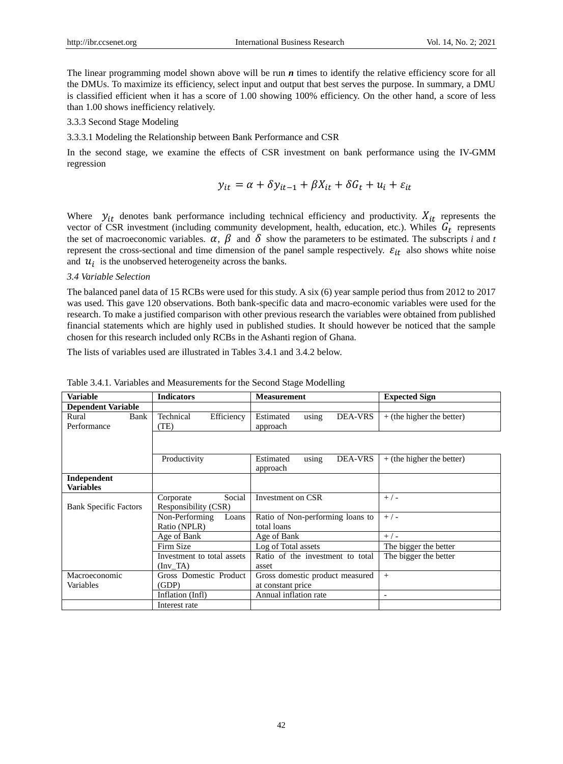The linear programming model shown above will be run ***n*** times to identify the relative efficiency score for all the DMUs. To maximize its efficiency, select input and output that best serves the purpose. In summary, a DMU is classified efficient when it has a score of 1.00 showing 100% efficiency. On the other hand, a score of less than 1.00 shows inefficiency relatively.

3.3.3 Second Stage Modeling

3.3.3.1 Modeling the Relationship between Bank Performance and CSR

In the second stage, we examine the effects of CSR investment on bank performance using the IV-GMM regression

$$y_{it} = \alpha + \delta y_{it-1} + \beta X_{it} + \delta G_t + u_i + \varepsilon_{it}$$

Where $y_{it}$ denotes bank performance including technical efficiency and productivity. $X_{it}$ represents the vector of CSR investment (including community development, health, education, etc.). Whiles $G_t$ represents the set of macroeconomic variables. $\alpha$, $\beta$ and $\delta$ show the parameters to be estimated. The subscripts *i* and *t* represent the cross-sectional and time dimension of the panel sample respectively. $\varepsilon_{it}$ also shows white noise and $u_i$ is the unobserved heterogeneity across the banks.

*3.4 Variable Selection*

The balanced panel data of 15 RCBs were used for this study. A six (6) year sample period thus from 2012 to 2017 was used. This gave 120 observations. Both bank-specific data and macro-economic variables were used for the research. To make a justified comparison with other previous research the variables were obtained from published financial statements which are highly used in published studies. It should however be noticed that the sample chosen for this research included only RCBs in the Ashanti region of Ghana.

The lists of variables used are illustrated in Tables 3.4.1 and 3.4.2 below.

Table 3.4.1. Variables and Measurements for the Second Stage Modelling

| Variable | Indicators | Measurement | Expected Sign |
|---|---|---|---|
| **Dependent Variable** | | | |
| Rural Bank Performance | Technical Efficiency (TE) | Estimated using DEA-VRS approach | + (the higher the better) |
| | Productivity | Estimated using DEA-VRS approach | + (the higher the better) |
| **Independent Variables** | | | |
| Bank Specific Factors | Corporate Social Responsibility (CSR) | Investment on CSR | + / - |
| | Non-Performing Loans Ratio (NPLR) | Ratio of Non-performing loans to total loans | + / - |
| | Age of Bank | Age of Bank | + / - |
| | Firm Size | Log of Total assets | The bigger the better |
| | Investment to total assets (Inv_TA) | Ratio of the investment to total asset | The bigger the better |
| Macroeconomic Variables | Gross Domestic Product (GDP) | Gross domestic product measured at constant price | + |
| | Inflation (Infl) | Annual inflation rate | - |
| | Interest rate | | |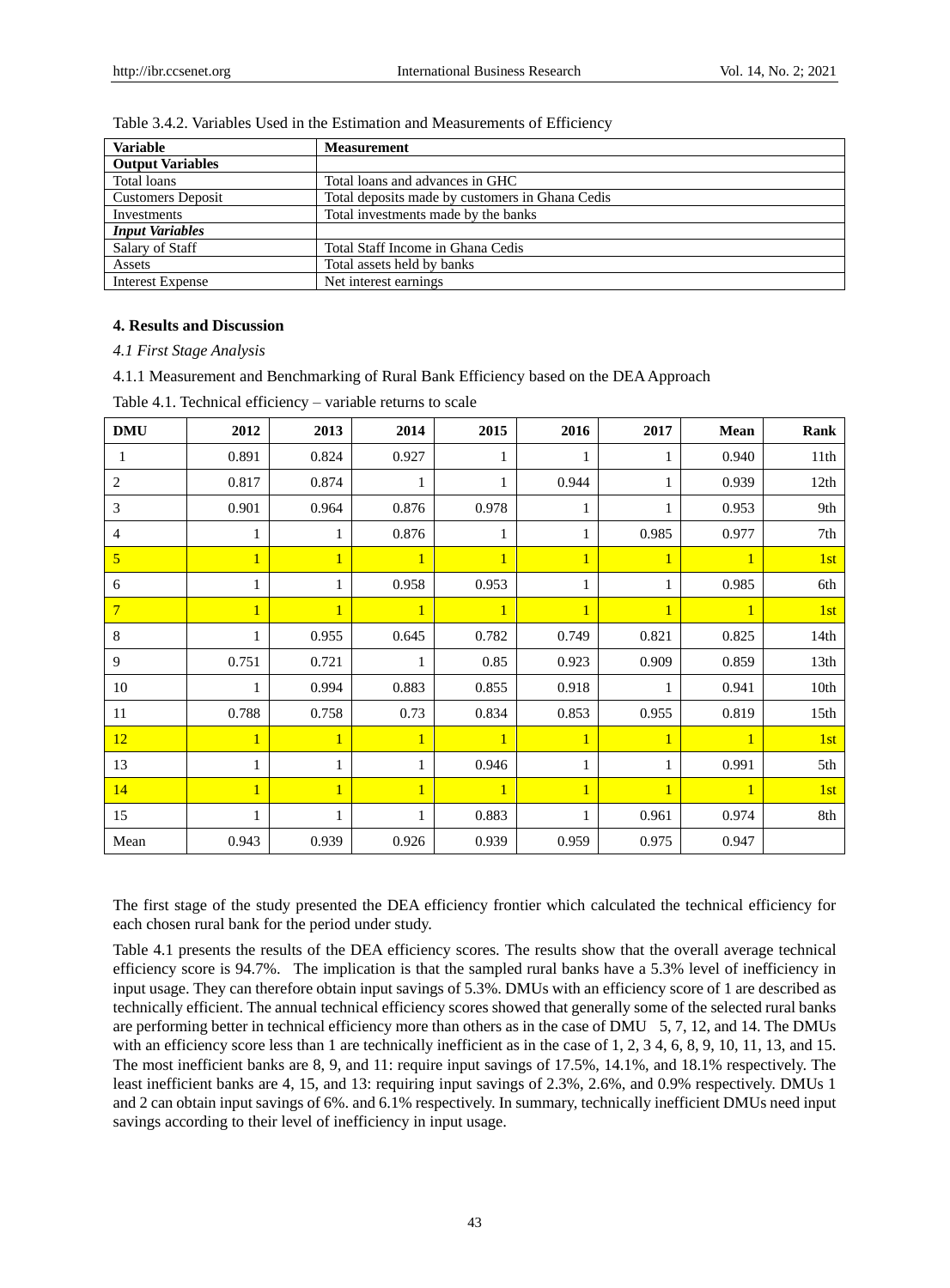Table 3.4.2. Variables Used in the Estimation and Measurements of Efficiency

| Variable | Measurement |
|---|---|
| **Output Variables** | |
| Total loans | Total loans and advances in GHC |
| Customers Deposit | Total deposits made by customers in Ghana Cedis |
| Investments | Total investments made by the banks |
| ***Input Variables*** | |
| Salary of Staff | Total Staff Income in Ghana Cedis |
| Assets | Total assets held by banks |
| Interest Expense | Net interest earnings |

## 4. Results and Discussion

### *4.1 First Stage Analysis*

4.1.1 Measurement and Benchmarking of Rural Bank Efficiency based on the DEA Approach

Table 4.1. Technical efficiency – variable returns to scale

| DMU | 2012 | 2013 | 2014 | 2015 | 2016 | 2017 | Mean | Rank |
|---|---|---|---|---|---|---|---|---|
| 1 | 0.891 | 0.824 | 0.927 | 1 | 1 | 1 | 0.940 | 11th |
| 2 | 0.817 | 0.874 | 1 | 1 | 0.944 | 1 | 0.939 | 12th |
| 3 | 0.901 | 0.964 | 0.876 | 0.978 | 1 | 1 | 0.953 | 9th |
| 4 | 1 | 1 | 0.876 | 1 | 1 | 0.985 | 0.977 | 7th |
| 5 | 1 | 1 | 1 | 1 | 1 | 1 | 1 | 1st |
| 6 | 1 | 1 | 0.958 | 0.953 | 1 | 1 | 0.985 | 6th |
| 7 | 1 | 1 | 1 | 1 | 1 | 1 | 1 | 1st |
| 8 | 1 | 0.955 | 0.645 | 0.782 | 0.749 | 0.821 | 0.825 | 14th |
| 9 | 0.751 | 0.721 | 1 | 0.85 | 0.923 | 0.909 | 0.859 | 13th |
| 10 | 1 | 0.994 | 0.883 | 0.855 | 0.918 | 1 | 0.941 | 10th |
| 11 | 0.788 | 0.758 | 0.73 | 0.834 | 0.853 | 0.955 | 0.819 | 15th |
| 12 | 1 | 1 | 1 | 1 | 1 | 1 | 1 | 1st |
| 13 | 1 | 1 | 1 | 0.946 | 1 | 1 | 0.991 | 5th |
| 14 | 1 | 1 | 1 | 1 | 1 | 1 | 1 | 1st |
| 15 | 1 | 1 | 1 | 0.883 | 1 | 0.961 | 0.974 | 8th |
| Mean | 0.943 | 0.939 | 0.926 | 0.939 | 0.959 | 0.975 | 0.947 | |

The first stage of the study presented the DEA efficiency frontier which calculated the technical efficiency for each chosen rural bank for the period under study.

Table 4.1 presents the results of the DEA efficiency scores. The results show that the overall average technical efficiency score is 94.7%. The implication is that the sampled rural banks have a 5.3% level of inefficiency in input usage. They can therefore obtain input savings of 5.3%. DMUs with an efficiency score of 1 are described as technically efficient. The annual technical efficiency scores showed that generally some of the selected rural banks are performing better in technical efficiency more than others as in the case of DMU 5, 7, 12, and 14. The DMUs with an efficiency score less than 1 are technically inefficient as in the case of 1, 2, 3 4, 6, 8, 9, 10, 11, 13, and 15. The most inefficient banks are 8, 9, and 11: require input savings of 17.5%, 14.1%, and 18.1% respectively. The least inefficient banks are 4, 15, and 13: requiring input savings of 2.3%, 2.6%, and 0.9% respectively. DMUs 1 and 2 can obtain input savings of 6%. and 6.1% respectively. In summary, technically inefficient DMUs need input savings according to their level of inefficiency in input usage.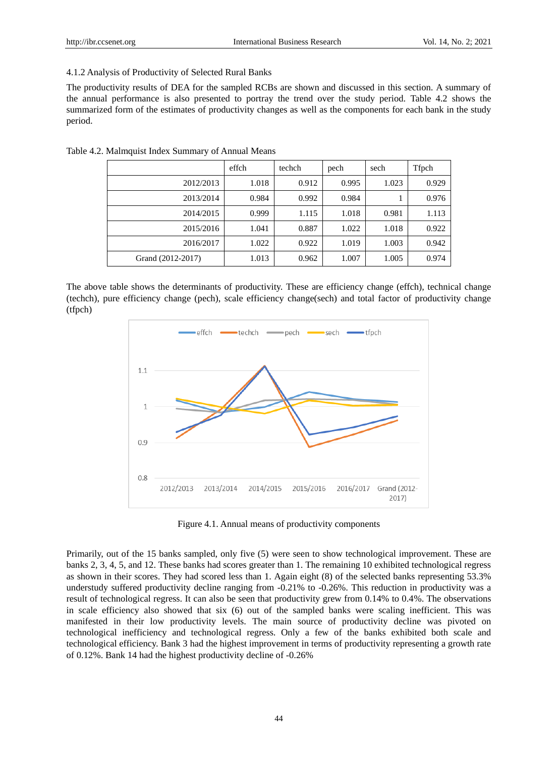#### 4.1.2 Analysis of Productivity of Selected Rural Banks

The productivity results of DEA for the sampled RCBs are shown and discussed in this section. A summary of the annual performance is also presented to portray the trend over the study period. Table 4.2 shows the summarized form of the estimates of productivity changes as well as the components for each bank in the study period.

Table 4.2. Malmquist Index Summary of Annual Means

| | effch | techch | pech | sech | Tfpch |
|---|---|---|---|---|---|
| 2012/2013 | 1.018 | 0.912 | 0.995 | 1.023 | 0.929 |
| 2013/2014 | 0.984 | 0.992 | 0.984 | 1 | 0.976 |
| 2014/2015 | 0.999 | 1.115 | 1.018 | 0.981 | 1.113 |
| 2015/2016 | 1.041 | 0.887 | 1.022 | 1.018 | 0.922 |
| 2016/2017 | 1.022 | 0.922 | 1.019 | 1.003 | 0.942 |
| Grand (2012-2017) | 1.013 | 0.962 | 1.007 | 1.005 | 0.974 |

The above table shows the determinants of productivity. These are efficiency change (effch), technical change (techch), pure efficiency change (pech), scale efficiency change(sech) and total factor of productivity change (tfpch)

Figure 4.1. Annual means of productivity components

Primarily, out of the 15 banks sampled, only five (5) were seen to show technological improvement. These are banks 2, 3, 4, 5, and 12. These banks had scores greater than 1. The remaining 10 exhibited technological regress as shown in their scores. They had scored less than 1. Again eight (8) of the selected banks representing 53.3% understudy suffered productivity decline ranging from -0.21% to -0.26%. This reduction in productivity was a result of technological regress. It can also be seen that productivity grew from 0.14% to 0.4%. The observations in scale efficiency also showed that six (6) out of the sampled banks were scaling inefficient. This was manifested in their low productivity levels. The main source of productivity decline was pivoted on technological inefficiency and technological regress. Only a few of the banks exhibited both scale and technological efficiency. Bank 3 had the highest improvement in terms of productivity representing a growth rate of 0.12%. Bank 14 had the highest productivity decline of -0.26%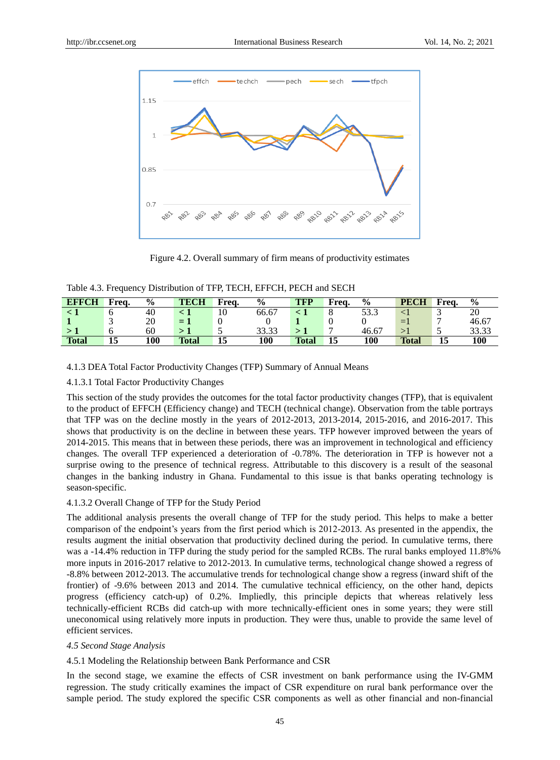Figure 4.2. Overall summary of firm means of productivity estimates

Table 4.3. Frequency Distribution of TFP, TECH, EFFCH, PECH and SECH

| EFFCH | Freq. | % | TECH | Freq. | % | TFP | Freq. | % | PECH | Freq. | % |
|---|---|---|---|---|---|---|---|---|---|---|---|
| < 1 | 6 | 40 | < 1 | 10 | 66.67 | < 1 | 8 | 53.3 | <1 | 3 | 20 |
| 1 | 3 | 20 | = 1 | 0 | 0 | 1 | 0 | 0 | =1 | 7 | 46.67 |
| > 1 | 6 | 60 | > 1 | 5 | 33.33 | > 1 | 7 | 46.67 | >1 | 5 | 33.33 |
| **Total** | **15** | **100** | **Total** | **15** | **100** | **Total** | **15** | **100** | **Total** | **15** | **100** |

4.1.3 DEA Total Factor Productivity Changes (TFP) Summary of Annual Means

4.1.3.1 Total Factor Productivity Changes

This section of the study provides the outcomes for the total factor productivity changes (TFP), that is equivalent to the product of EFFCH (Efficiency change) and TECH (technical change). Observation from the table portrays that TFP was on the decline mostly in the years of 2012-2013, 2013-2014, 2015-2016, and 2016-2017. This shows that productivity is on the decline in between these years. TFP however improved between the years of 2014-2015. This means that in between these periods, there was an improvement in technological and efficiency changes. The overall TFP experienced a deterioration of -0.78%. The deterioration in TFP is however not a surprise owing to the presence of technical regress. Attributable to this discovery is a result of the seasonal changes in the banking industry in Ghana. Fundamental to this issue is that banks operating technology is season-specific.

4.1.3.2 Overall Change of TFP for the Study Period

The additional analysis presents the overall change of TFP for the study period. This helps to make a better comparison of the endpoint's years from the first period which is 2012-2013. As presented in the appendix, the results augment the initial observation that productivity declined during the period. In cumulative terms, there was a -14.4% reduction in TFP during the study period for the sampled RCBs. The rural banks employed 11.8%% more inputs in 2016-2017 relative to 2012-2013. In cumulative terms, technological change showed a regress of -8.8% between 2012-2013. The accumulative trends for technological change show a regress (inward shift of the frontier) of -9.6% between 2013 and 2014. The cumulative technical efficiency, on the other hand, depicts progress (efficiency catch-up) of 0.2%. Impliedly, this principle depicts that whereas relatively less technically-efficient RCBs did catch-up with more technically-efficient ones in some years; they were still uneconomical using relatively more inputs in production. They were thus, unable to provide the same level of efficient services.

*4.5 Second Stage Analysis*

4.5.1 Modeling the Relationship between Bank Performance and CSR

In the second stage, we examine the effects of CSR investment on bank performance using the IV-GMM regression. The study critically examines the impact of CSR expenditure on rural bank performance over the sample period. The study explored the specific CSR components as well as other financial and non-financial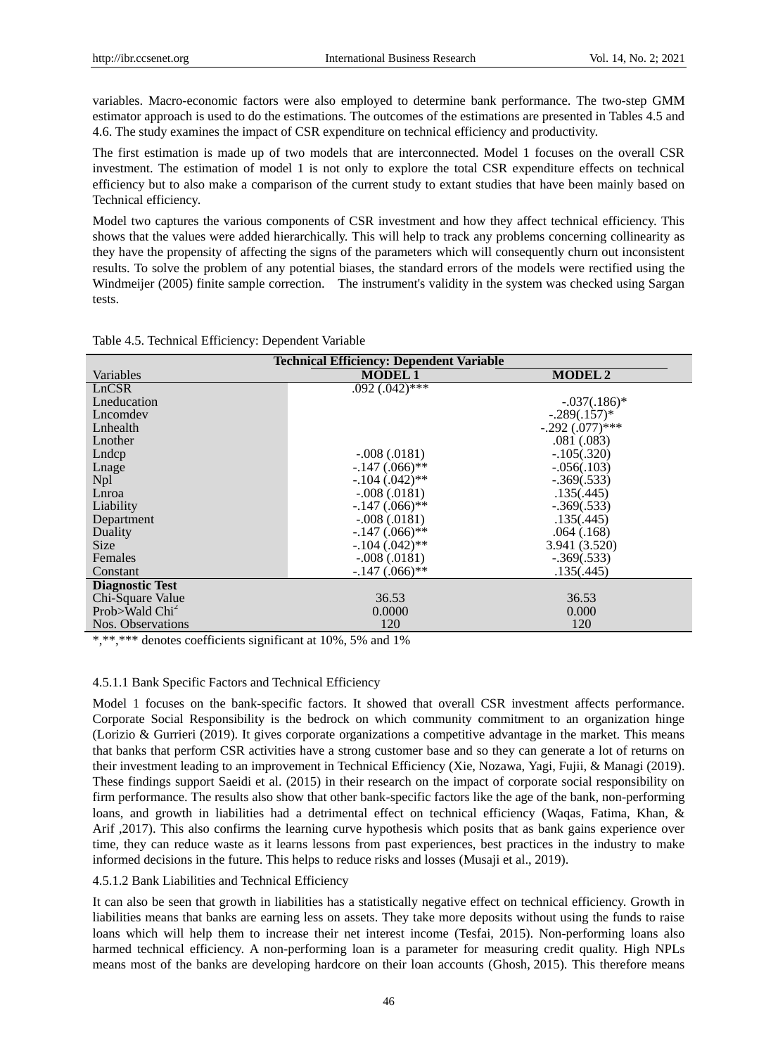variables. Macro-economic factors were also employed to determine bank performance. The two-step GMM estimator approach is used to do the estimations. The outcomes of the estimations are presented in Tables 4.5 and 4.6. The study examines the impact of CSR expenditure on technical efficiency and productivity.

The first estimation is made up of two models that are interconnected. Model 1 focuses on the overall CSR investment. The estimation of model 1 is not only to explore the total CSR expenditure effects on technical efficiency but to also make a comparison of the current study to extant studies that have been mainly based on Technical efficiency.

Model two captures the various components of CSR investment and how they affect technical efficiency. This shows that the values were added hierarchically. This will help to track any problems concerning collinearity as they have the propensity of affecting the signs of the parameters which will consequently churn out inconsistent results. To solve the problem of any potential biases, the standard errors of the models were rectified using the Windmeijer (2005) finite sample correction. The instrument's validity in the system was checked using Sargan tests.

Table 4.5. Technical Efficiency: Dependent Variable

| Technical Efficiency: Dependent Variable | | |
|---|---|---|
| Variables | **MODEL 1** | **MODEL 2** |
| LnCSR | .092 (.042)*** | |
| Lneducation | | -.037(.186)* |
| Lncomdev | | -.289(.157)* |
| Lnhealth | | -.292 (.077)*** |
| Lnother | | .081 (.083) |
| Lndcp | -.008 (.0181) | -.105(.320) |
| Lnage | -.147 (.066)** | -.056(.103) |
| Npl | -.104 (.042)** | -.369(.533) |
| Lnroa | -.008 (.0181) | .135(.445) |
| Liability | -.147 (.066)** | -.369(.533) |
| Department | -.008 (.0181) | .135(.445) |
| Duality | -.147 (.066)** | .064 (.168) |
| Size | -.104 (.042)** | 3.941 (3.520) |
| Females | -.008 (.0181) | -.369(.533) |
| Constant | -.147 (.066)** | .135(.445) |
| **Diagnostic Test** | | |
| Chi-Square Value | 36.53 | 36.53 |
| Prob>Wald $Chi^2$ | 0.0000 | 0.000 |
| Nos. Observations | 120 | 120 |

*,**,*** denotes coefficients significant at 10%, 5% and 1%

#### 4.5.1.1 Bank Specific Factors and Technical Efficiency

Model 1 focuses on the bank-specific factors. It showed that overall CSR investment affects performance. Corporate Social Responsibility is the bedrock on which community commitment to an organization hinge (Lorizio & Gurrieri (2019). It gives corporate organizations a competitive advantage in the market. This means that banks that perform CSR activities have a strong customer base and so they can generate a lot of returns on their investment leading to an improvement in Technical Efficiency (Xie, Nozawa, Yagi, Fujii, & Managi (2019). These findings support Saeidi et al. (2015) in their research on the impact of corporate social responsibility on firm performance. The results also show that other bank-specific factors like the age of the bank, non-performing loans, and growth in liabilities had a detrimental effect on technical efficiency (Waqas, Fatima, Khan, & Arif ,2017). This also confirms the learning curve hypothesis which posits that as bank gains experience over time, they can reduce waste as it learns lessons from past experiences, best practices in the industry to make informed decisions in the future. This helps to reduce risks and losses (Musaji et al., 2019).

#### 4.5.1.2 Bank Liabilities and Technical Efficiency

It can also be seen that growth in liabilities has a statistically negative effect on technical efficiency. Growth in liabilities means that banks are earning less on assets. They take more deposits without using the funds to raise loans which will help them to increase their net interest income (Tesfai, 2015). Non-performing loans also harmed technical efficiency. A non-performing loan is a parameter for measuring credit quality. High NPLs means most of the banks are developing hardcore on their loan accounts (Ghosh, 2015). This therefore means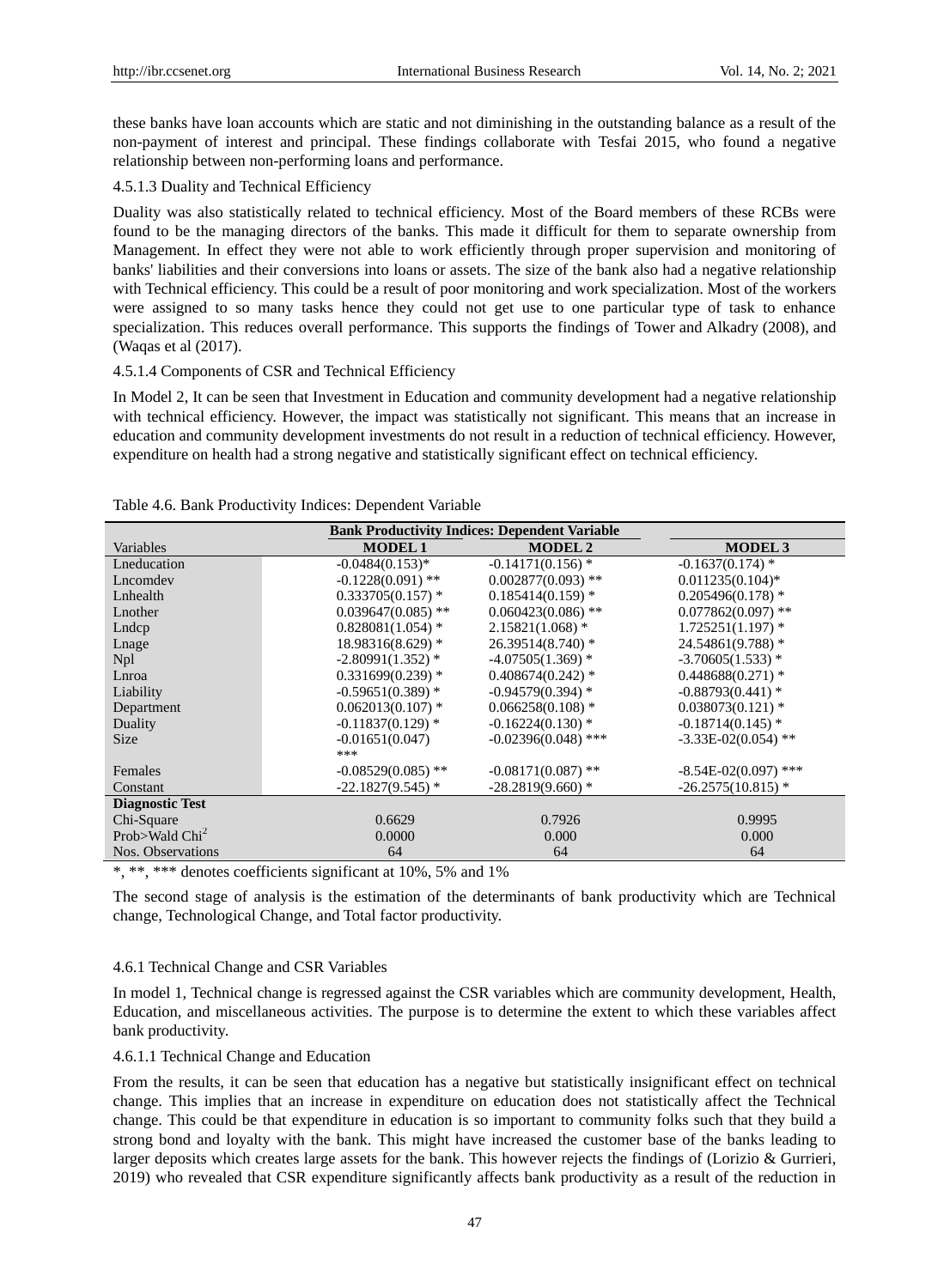these banks have loan accounts which are static and not diminishing in the outstanding balance as a result of the non-payment of interest and principal. These findings collaborate with Tesfai 2015, who found a negative relationship between non-performing loans and performance.

#### 4.5.1.3 Duality and Technical Efficiency

Duality was also statistically related to technical efficiency. Most of the Board members of these RCBs were found to be the managing directors of the banks. This made it difficult for them to separate ownership from Management. In effect they were not able to work efficiently through proper supervision and monitoring of banks' liabilities and their conversions into loans or assets. The size of the bank also had a negative relationship with Technical efficiency. This could be a result of poor monitoring and work specialization. Most of the workers were assigned to so many tasks hence they could not get use to one particular type of task to enhance specialization. This reduces overall performance. This supports the findings of Tower and Alkadry (2008), and (Waqas et al (2017).

#### 4.5.1.4 Components of CSR and Technical Efficiency

In Model 2, It can be seen that Investment in Education and community development had a negative relationship with technical efficiency. However, the impact was statistically not significant. This means that an increase in education and community development investments do not result in a reduction of technical efficiency. However, expenditure on health had a strong negative and statistically significant effect on technical efficiency.

Table 4.6. Bank Productivity Indices: Dependent Variable

| | Bank Productivity Indices: Dependent Variable | | |
|---|---|---|---|
| Variables | **MODEL 1** | **MODEL 2** | **MODEL 3** |
| Lneducation | -0.0484(0.153)* | -0.14171(0.156) * | -0.1637(0.174) * |
| Lncomdev | -0.1228(0.091) ** | 0.002877(0.093) ** | 0.011235(0.104)* |
| Lnhealth | 0.333705(0.157) * | 0.185414(0.159) * | 0.205496(0.178) * |
| Lnother | 0.039647(0.085) ** | 0.060423(0.086) ** | 0.077862(0.097) ** |
| Lndcp | 0.828081(1.054) * | 2.15821(1.068) * | 1.725251(1.197) * |
| Lnage | 18.98316(8.629) * | 26.39514(8.740) * | 24.54861(9.788) * |
| Npl | -2.80991(1.352) * | -4.07505(1.369) * | -3.70605(1.533) * |
| Lnroa | 0.331699(0.239) * | 0.408674(0.242) * | 0.448688(0.271) * |
| Liability | -0.59651(0.389) * | -0.94579(0.394) * | -0.88793(0.441) * |
| Department | 0.062013(0.107) * | 0.066258(0.108) * | 0.038073(0.121) * |
| Duality | -0.11837(0.129) * | -0.16224(0.130) * | -0.18714(0.145) * |
| Size | -0.01651(0.047) *** | -0.02396(0.048) *** | -3.33E-02(0.054) ** |
| Females | -0.08529(0.085) ** | -0.08171(0.087) ** | -8.54E-02(0.097) *** |
| Constant | -22.1827(9.545) * | -28.2819(9.660) * | -26.2575(10.815) * |
| **Diagnostic Test** | | | |
| Chi-Square | 0.6629 | 0.7926 | 0.9995 |
| Prob>Wald Chi$^2$ | 0.0000 | 0.000 | 0.000 |
| Nos. Observations | 64 | 64 | 64 |

*, **, *** denotes coefficients significant at 10%, 5% and 1%

The second stage of analysis is the estimation of the determinants of bank productivity which are Technical change, Technological Change, and Total factor productivity.

### 4.6.1 Technical Change and CSR Variables

In model 1, Technical change is regressed against the CSR variables which are community development, Health, Education, and miscellaneous activities. The purpose is to determine the extent to which these variables affect bank productivity.

#### 4.6.1.1 Technical Change and Education

From the results, it can be seen that education has a negative but statistically insignificant effect on technical change. This implies that an increase in expenditure on education does not statistically affect the Technical change. This could be that expenditure in education is so important to community folks such that they build a strong bond and loyalty with the bank. This might have increased the customer base of the banks leading to larger deposits which creates large assets for the bank. This however rejects the findings of (Lorizio & Gurrieri, 2019) who revealed that CSR expenditure significantly affects bank productivity as a result of the reduction in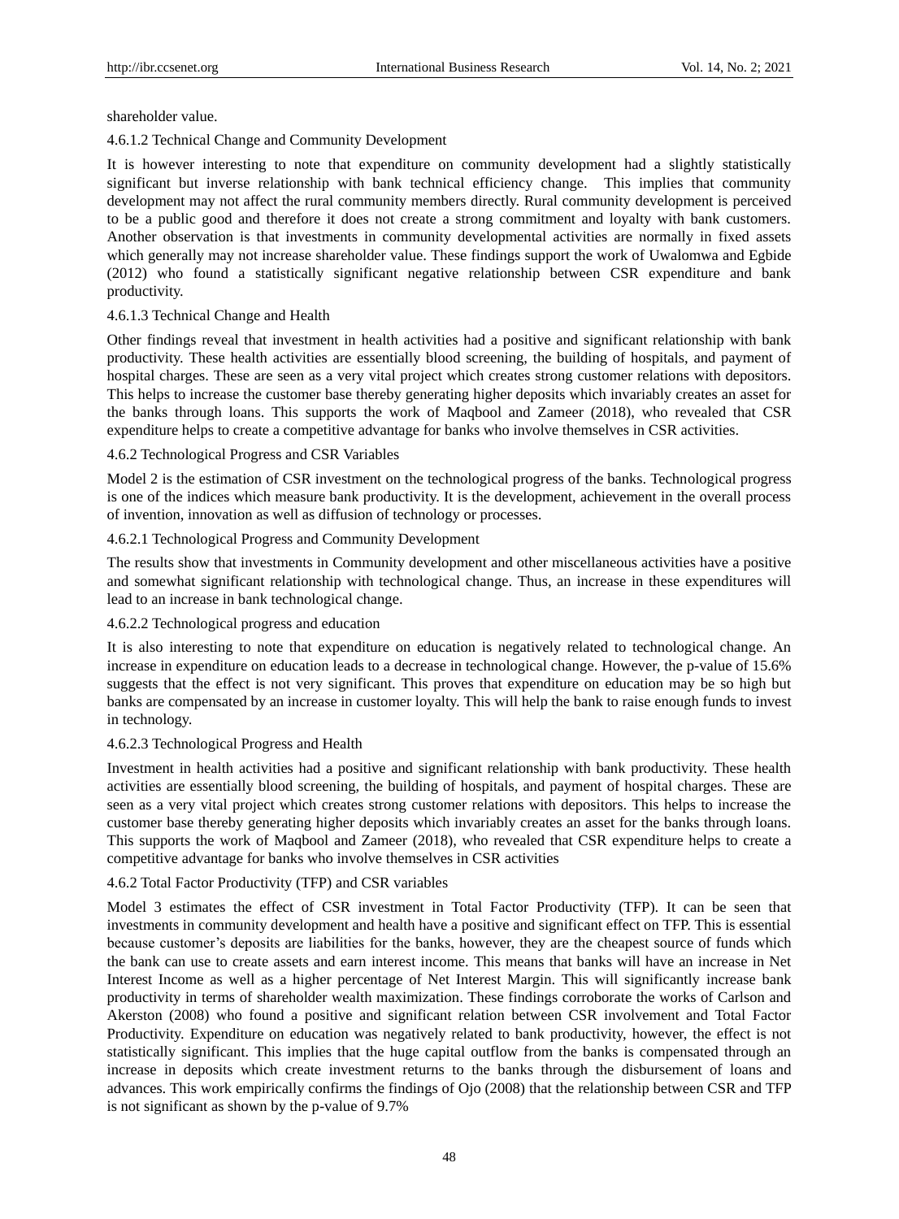shareholder value.

#### 4.6.1.2 Technical Change and Community Development

It is however interesting to note that expenditure on community development had a slightly statistically significant but inverse relationship with bank technical efficiency change. This implies that community development may not affect the rural community members directly. Rural community development is perceived to be a public good and therefore it does not create a strong commitment and loyalty with bank customers. Another observation is that investments in community developmental activities are normally in fixed assets which generally may not increase shareholder value. These findings support the work of Uwalomwa and Egbide (2012) who found a statistically significant negative relationship between CSR expenditure and bank productivity.

#### 4.6.1.3 Technical Change and Health

Other findings reveal that investment in health activities had a positive and significant relationship with bank productivity. These health activities are essentially blood screening, the building of hospitals, and payment of hospital charges. These are seen as a very vital project which creates strong customer relations with depositors. This helps to increase the customer base thereby generating higher deposits which invariably creates an asset for the banks through loans. This supports the work of Maqbool and Zameer (2018), who revealed that CSR expenditure helps to create a competitive advantage for banks who involve themselves in CSR activities.

### 4.6.2 Technological Progress and CSR Variables

Model 2 is the estimation of CSR investment on the technological progress of the banks. Technological progress is one of the indices which measure bank productivity. It is the development, achievement in the overall process of invention, innovation as well as diffusion of technology or processes.

#### 4.6.2.1 Technological Progress and Community Development

The results show that investments in Community development and other miscellaneous activities have a positive and somewhat significant relationship with technological change. Thus, an increase in these expenditures will lead to an increase in bank technological change.

#### 4.6.2.2 Technological progress and education

It is also interesting to note that expenditure on education is negatively related to technological change. An increase in expenditure on education leads to a decrease in technological change. However, the p-value of 15.6% suggests that the effect is not very significant. This proves that expenditure on education may be so high but banks are compensated by an increase in customer loyalty. This will help the bank to raise enough funds to invest in technology.

#### 4.6.2.3 Technological Progress and Health

Investment in health activities had a positive and significant relationship with bank productivity. These health activities are essentially blood screening, the building of hospitals, and payment of hospital charges. These are seen as a very vital project which creates strong customer relations with depositors. This helps to increase the customer base thereby generating higher deposits which invariably creates an asset for the banks through loans. This supports the work of Maqbool and Zameer (2018), who revealed that CSR expenditure helps to create a competitive advantage for banks who involve themselves in CSR activities

### 4.6.2 Total Factor Productivity (TFP) and CSR variables

Model 3 estimates the effect of CSR investment in Total Factor Productivity (TFP). It can be seen that investments in community development and health have a positive and significant effect on TFP. This is essential because customer's deposits are liabilities for the banks, however, they are the cheapest source of funds which the bank can use to create assets and earn interest income. This means that banks will have an increase in Net Interest Income as well as a higher percentage of Net Interest Margin. This will significantly increase bank productivity in terms of shareholder wealth maximization. These findings corroborate the works of Carlson and Akerston (2008) who found a positive and significant relation between CSR involvement and Total Factor Productivity. Expenditure on education was negatively related to bank productivity, however, the effect is not statistically significant. This implies that the huge capital outflow from the banks is compensated through an increase in deposits which create investment returns to the banks through the disbursement of loans and advances. This work empirically confirms the findings of Ojo (2008) that the relationship between CSR and TFP is not significant as shown by the p-value of 9.7%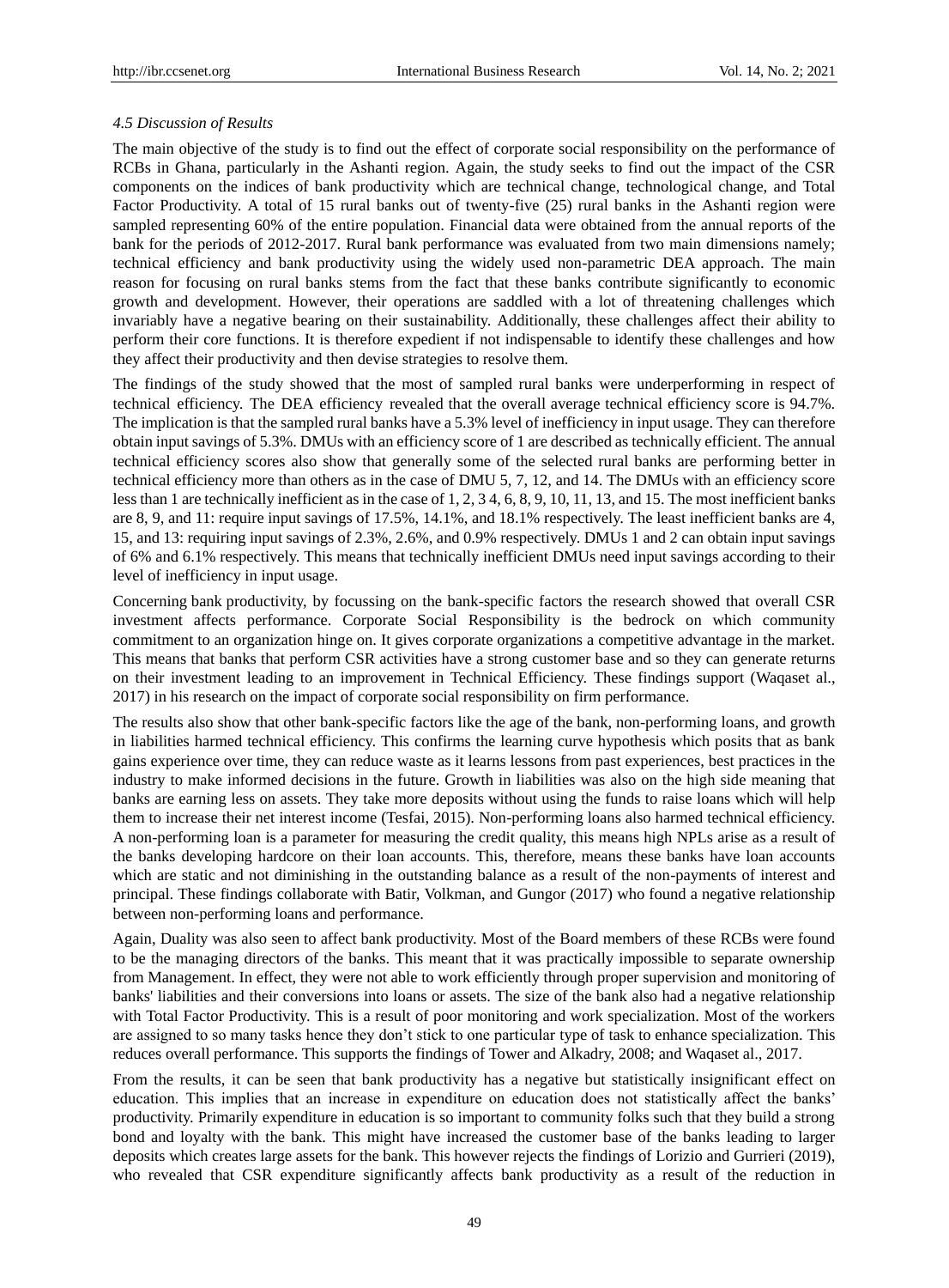### *4.5 Discussion of Results*

The main objective of the study is to find out the effect of corporate social responsibility on the performance of RCBs in Ghana, particularly in the Ashanti region. Again, the study seeks to find out the impact of the CSR components on the indices of bank productivity which are technical change, technological change, and Total Factor Productivity. A total of 15 rural banks out of twenty-five (25) rural banks in the Ashanti region were sampled representing 60% of the entire population. Financial data were obtained from the annual reports of the bank for the periods of 2012-2017. Rural bank performance was evaluated from two main dimensions namely; technical efficiency and bank productivity using the widely used non-parametric DEA approach. The main reason for focusing on rural banks stems from the fact that these banks contribute significantly to economic growth and development. However, their operations are saddled with a lot of threatening challenges which invariably have a negative bearing on their sustainability. Additionally, these challenges affect their ability to perform their core functions. It is therefore expedient if not indispensable to identify these challenges and how they affect their productivity and then devise strategies to resolve them.

The findings of the study showed that the most of sampled rural banks were underperforming in respect of technical efficiency. The DEA efficiency revealed that the overall average technical efficiency score is 94.7%. The implication is that the sampled rural banks have a 5.3% level of inefficiency in input usage. They can therefore obtain input savings of 5.3%. DMUs with an efficiency score of 1 are described as technically efficient. The annual technical efficiency scores also show that generally some of the selected rural banks are performing better in technical efficiency more than others as in the case of DMU 5, 7, 12, and 14. The DMUs with an efficiency score less than 1 are technically inefficient as in the case of 1, 2, 3 4, 6, 8, 9, 10, 11, 13, and 15. The most inefficient banks are 8, 9, and 11: require input savings of 17.5%, 14.1%, and 18.1% respectively. The least inefficient banks are 4, 15, and 13: requiring input savings of 2.3%, 2.6%, and 0.9% respectively. DMUs 1 and 2 can obtain input savings of 6% and 6.1% respectively. This means that technically inefficient DMUs need input savings according to their level of inefficiency in input usage.

Concerning bank productivity, by focussing on the bank-specific factors the research showed that overall CSR investment affects performance. Corporate Social Responsibility is the bedrock on which community commitment to an organization hinge on. It gives corporate organizations a competitive advantage in the market. This means that banks that perform CSR activities have a strong customer base and so they can generate returns on their investment leading to an improvement in Technical Efficiency. These findings support (Waqaset al., 2017) in his research on the impact of corporate social responsibility on firm performance.

The results also show that other bank-specific factors like the age of the bank, non-performing loans, and growth in liabilities harmed technical efficiency. This confirms the learning curve hypothesis which posits that as bank gains experience over time, they can reduce waste as it learns lessons from past experiences, best practices in the industry to make informed decisions in the future. Growth in liabilities was also on the high side meaning that banks are earning less on assets. They take more deposits without using the funds to raise loans which will help them to increase their net interest income (Tesfai, 2015). Non-performing loans also harmed technical efficiency. A non-performing loan is a parameter for measuring the credit quality, this means high NPLs arise as a result of the banks developing hardcore on their loan accounts. This, therefore, means these banks have loan accounts which are static and not diminishing in the outstanding balance as a result of the non-payments of interest and principal. These findings collaborate with Batir, Volkman, and Gungor (2017) who found a negative relationship between non-performing loans and performance.

Again, Duality was also seen to affect bank productivity. Most of the Board members of these RCBs were found to be the managing directors of the banks. This meant that it was practically impossible to separate ownership from Management. In effect, they were not able to work efficiently through proper supervision and monitoring of banks' liabilities and their conversions into loans or assets. The size of the bank also had a negative relationship with Total Factor Productivity. This is a result of poor monitoring and work specialization. Most of the workers are assigned to so many tasks hence they don't stick to one particular type of task to enhance specialization. This reduces overall performance. This supports the findings of Tower and Alkadry, 2008; and Waqaset al., 2017.

From the results, it can be seen that bank productivity has a negative but statistically insignificant effect on education. This implies that an increase in expenditure on education does not statistically affect the banks' productivity. Primarily expenditure in education is so important to community folks such that they build a strong bond and loyalty with the bank. This might have increased the customer base of the banks leading to larger deposits which creates large assets for the bank. This however rejects the findings of Lorizio and Gurrieri (2019), who revealed that CSR expenditure significantly affects bank productivity as a result of the reduction in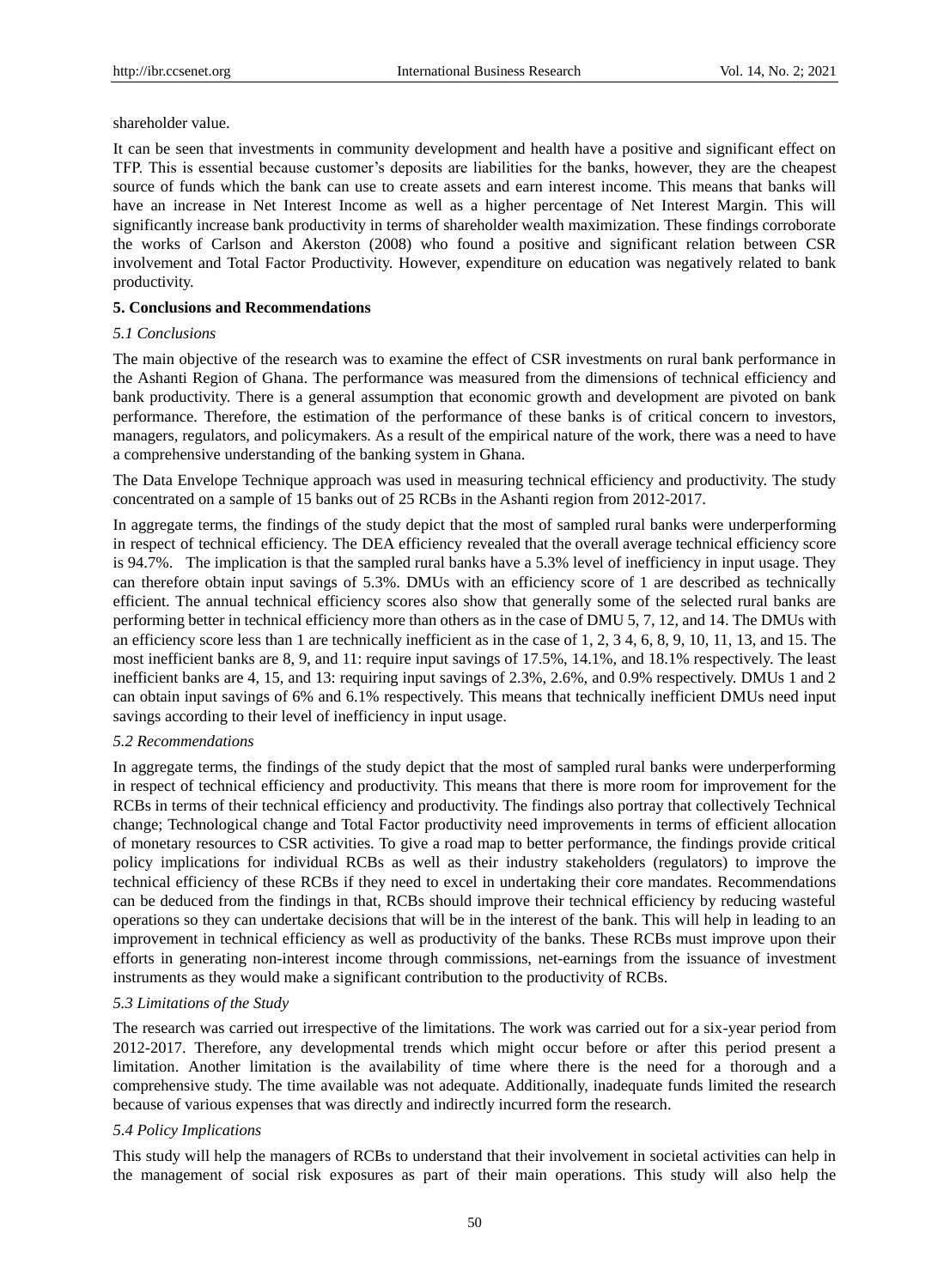shareholder value.

It can be seen that investments in community development and health have a positive and significant effect on TFP. This is essential because customer's deposits are liabilities for the banks, however, they are the cheapest source of funds which the bank can use to create assets and earn interest income. This means that banks will have an increase in Net Interest Income as well as a higher percentage of Net Interest Margin. This will significantly increase bank productivity in terms of shareholder wealth maximization. These findings corroborate the works of Carlson and Akerston (2008) who found a positive and significant relation between CSR involvement and Total Factor Productivity. However, expenditure on education was negatively related to bank productivity.

## 5. Conclusions and Recommendations

### *5.1 Conclusions*

The main objective of the research was to examine the effect of CSR investments on rural bank performance in the Ashanti Region of Ghana. The performance was measured from the dimensions of technical efficiency and bank productivity. There is a general assumption that economic growth and development are pivoted on bank performance. Therefore, the estimation of the performance of these banks is of critical concern to investors, managers, regulators, and policymakers. As a result of the empirical nature of the work, there was a need to have a comprehensive understanding of the banking system in Ghana.

The Data Envelope Technique approach was used in measuring technical efficiency and productivity. The study concentrated on a sample of 15 banks out of 25 RCBs in the Ashanti region from 2012-2017.

In aggregate terms, the findings of the study depict that the most of sampled rural banks were underperforming in respect of technical efficiency. The DEA efficiency revealed that the overall average technical efficiency score is 94.7%. The implication is that the sampled rural banks have a 5.3% level of inefficiency in input usage. They can therefore obtain input savings of 5.3%. DMUs with an efficiency score of 1 are described as technically efficient. The annual technical efficiency scores also show that generally some of the selected rural banks are performing better in technical efficiency more than others as in the case of DMU 5, 7, 12, and 14. The DMUs with an efficiency score less than 1 are technically inefficient as in the case of 1, 2, 3 4, 6, 8, 9, 10, 11, 13, and 15. The most inefficient banks are 8, 9, and 11: require input savings of 17.5%, 14.1%, and 18.1% respectively. The least inefficient banks are 4, 15, and 13: requiring input savings of 2.3%, 2.6%, and 0.9% respectively. DMUs 1 and 2 can obtain input savings of 6% and 6.1% respectively. This means that technically inefficient DMUs need input savings according to their level of inefficiency in input usage.

### *5.2 Recommendations*

In aggregate terms, the findings of the study depict that the most of sampled rural banks were underperforming in respect of technical efficiency and productivity. This means that there is more room for improvement for the RCBs in terms of their technical efficiency and productivity. The findings also portray that collectively Technical change; Technological change and Total Factor productivity need improvements in terms of efficient allocation of monetary resources to CSR activities. To give a road map to better performance, the findings provide critical policy implications for individual RCBs as well as their industry stakeholders (regulators) to improve the technical efficiency of these RCBs if they need to excel in undertaking their core mandates. Recommendations can be deduced from the findings in that, RCBs should improve their technical efficiency by reducing wasteful operations so they can undertake decisions that will be in the interest of the bank. This will help in leading to an improvement in technical efficiency as well as productivity of the banks. These RCBs must improve upon their efforts in generating non-interest income through commissions, net-earnings from the issuance of investment instruments as they would make a significant contribution to the productivity of RCBs.

### *5.3 Limitations of the Study*

The research was carried out irrespective of the limitations. The work was carried out for a six-year period from 2012-2017. Therefore, any developmental trends which might occur before or after this period present a limitation. Another limitation is the availability of time where there is the need for a thorough and a comprehensive study. The time available was not adequate. Additionally, inadequate funds limited the research because of various expenses that was directly and indirectly incurred form the research.

### *5.4 Policy Implications*

This study will help the managers of RCBs to understand that their involvement in societal activities can help in the management of social risk exposures as part of their main operations. This study will also help the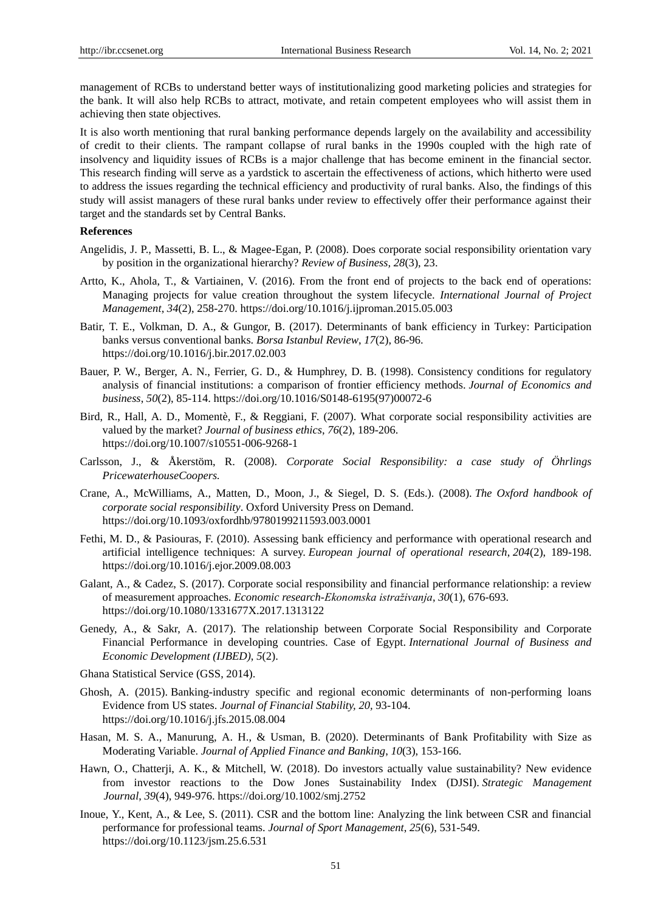management of RCBs to understand better ways of institutionalizing good marketing policies and strategies for the bank. It will also help RCBs to attract, motivate, and retain competent employees who will assist them in achieving then state objectives.

It is also worth mentioning that rural banking performance depends largely on the availability and accessibility of credit to their clients. The rampant collapse of rural banks in the 1990s coupled with the high rate of insolvency and liquidity issues of RCBs is a major challenge that has become eminent in the financial sector. This research finding will serve as a yardstick to ascertain the effectiveness of actions, which hitherto were used to address the issues regarding the technical efficiency and productivity of rural banks. Also, the findings of this study will assist managers of these rural banks under review to effectively offer their performance against their target and the standards set by Central Banks.

**References**

Angelidis, J. P., Massetti, B. L., & Magee-Egan, P. (2008). Does corporate social responsibility orientation vary by position in the organizational hierarchy? *Review of Business, 28*(3), 23.

Artto, K., Ahola, T., & Vartiainen, V. (2016). From the front end of projects to the back end of operations: Managing projects for value creation throughout the system lifecycle. *International Journal of Project Management*, *34*(2), 258-270. https://doi.org/10.1016/j.ijproman.2015.05.003

Batir, T. E., Volkman, D. A., & Gungor, B. (2017). Determinants of bank efficiency in Turkey: Participation banks versus conventional banks. *Borsa Istanbul Review*, *17*(2), 86-96. https://doi.org/10.1016/j.bir.2017.02.003

Bauer, P. W., Berger, A. N., Ferrier, G. D., & Humphrey, D. B. (1998). Consistency conditions for regulatory analysis of financial institutions: a comparison of frontier efficiency methods. *Journal of Economics and business*, *50*(2), 85-114. https://doi.org/10.1016/S0148-6195(97)00072-6

Bird, R., Hall, A. D., Momentè, F., & Reggiani, F. (2007). What corporate social responsibility activities are valued by the market? *Journal of business ethics*, *76*(2), 189-206. https://doi.org/10.1007/s10551-006-9268-1

Carlsson, J., & Åkerstöm, R. (2008). *Corporate Social Responsibility: a case study of Öhrlings PricewaterhouseCoopers.*

Crane, A., McWilliams, A., Matten, D., Moon, J., & Siegel, D. S. (Eds.). (2008). *The Oxford handbook of corporate social responsibility*. Oxford University Press on Demand. https://doi.org/10.1093/oxfordhb/9780199211593.003.0001

Fethi, M. D., & Pasiouras, F. (2010). Assessing bank efficiency and performance with operational research and artificial intelligence techniques: A survey. *European journal of operational research*, *204*(2), 189-198. https://doi.org/10.1016/j.ejor.2009.08.003

Galant, A., & Cadez, S. (2017). Corporate social responsibility and financial performance relationship: a review of measurement approaches. *Economic research-Ekonomska istraživanja*, *30*(1), 676-693. https://doi.org/10.1080/1331677X.2017.1313122

Genedy, A., & Sakr, A. (2017). The relationship between Corporate Social Responsibility and Corporate Financial Performance in developing countries. Case of Egypt. *International Journal of Business and Economic Development (IJBED)*, *5*(2).

Ghana Statistical Service (GSS, 2014).

Ghosh, A. (2015). Banking-industry specific and regional economic determinants of non-performing loans Evidence from US states. *Journal of Financial Stability, 20,* 93-104. https://doi.org/10.1016/j.jfs.2015.08.004

Hasan, M. S. A., Manurung, A. H., & Usman, B. (2020). Determinants of Bank Profitability with Size as Moderating Variable. *Journal of Applied Finance and Banking*, *10*(3), 153-166.

Hawn, O., Chatterji, A. K., & Mitchell, W. (2018). Do investors actually value sustainability? New evidence from investor reactions to the Dow Jones Sustainability Index (DJSI). *Strategic Management Journal*, *39*(4), 949-976. https://doi.org/10.1002/smj.2752

Inoue, Y., Kent, A., & Lee, S. (2011). CSR and the bottom line: Analyzing the link between CSR and financial performance for professional teams. *Journal of Sport Management*, *25*(6), 531-549. https://doi.org/10.1123/jsm.25.6.531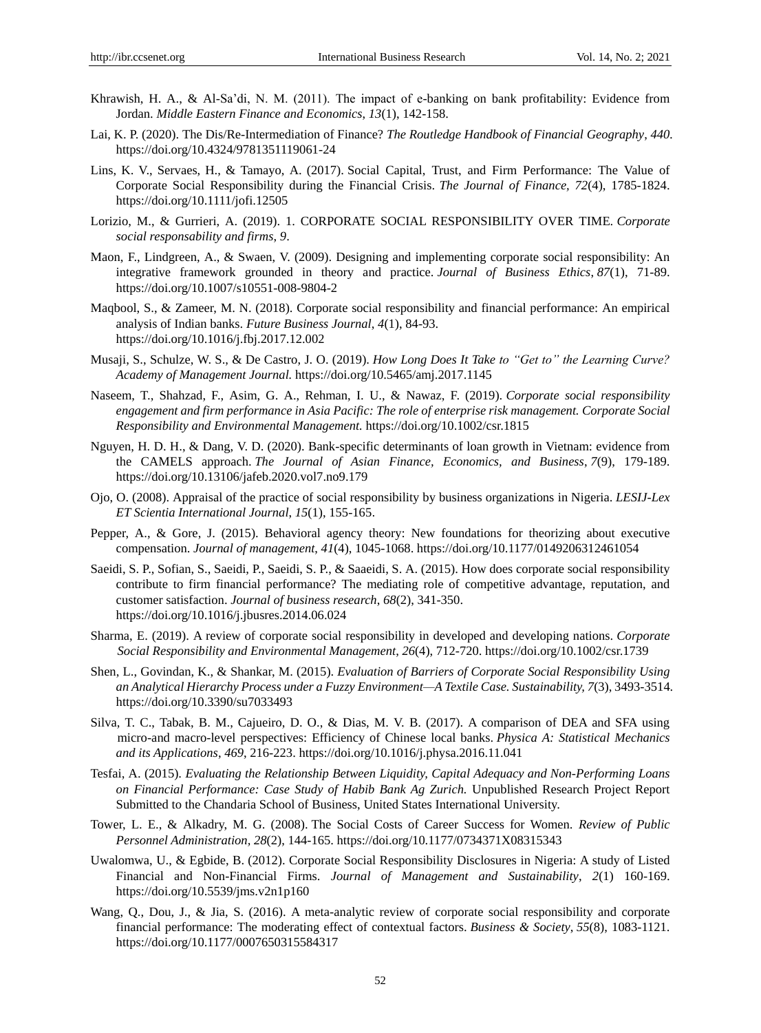Khrawish, H. A., & Al-Sa'di, N. M. (2011). The impact of e-banking on bank profitability: Evidence from Jordan. *Middle Eastern Finance and Economics*, *13*(1), 142-158.

Lai, K. P. (2020). The Dis/Re-Intermediation of Finance? *The Routledge Handbook of Financial Geography*, *440*. https://doi.org/10.4324/9781351119061-24

Lins, K. V., Servaes, H., & Tamayo, A. (2017). Social Capital, Trust, and Firm Performance: The Value of Corporate Social Responsibility during the Financial Crisis. *The Journal of Finance*, *72*(4), 1785-1824. https://doi.org/10.1111/jofi.12505

Lorizio, M., & Gurrieri, A. (2019). 1. CORPORATE SOCIAL RESPONSIBILITY OVER TIME. *Corporate social responsability and firms*, *9*.

Maon, F., Lindgreen, A., & Swaen, V. (2009). Designing and implementing corporate social responsibility: An integrative framework grounded in theory and practice. *Journal of Business Ethics*, *87*(1), 71-89. https://doi.org/10.1007/s10551-008-9804-2

Maqbool, S., & Zameer, M. N. (2018). Corporate social responsibility and financial performance: An empirical analysis of Indian banks. *Future Business Journal*, *4*(1), 84-93. https://doi.org/10.1016/j.fbj.2017.12.002

Musaji, S., Schulze, W. S., & De Castro, J. O. (2019). *How Long Does It Take to "Get to" the Learning Curve? Academy of Management Journal.* https://doi.org/10.5465/amj.2017.1145

Naseem, T., Shahzad, F., Asim, G. A., Rehman, I. U., & Nawaz, F. (2019). *Corporate social responsibility engagement and firm performance in Asia Pacific: The role of enterprise risk management. Corporate Social Responsibility and Environmental Management.* https://doi.org/10.1002/csr.1815

Nguyen, H. D. H., & Dang, V. D. (2020). Bank-specific determinants of loan growth in Vietnam: evidence from the CAMELS approach. *The Journal of Asian Finance, Economics, and Business*, *7*(9), 179-189. https://doi.org/10.13106/jafeb.2020.vol7.no9.179

Ojo, O. (2008). Appraisal of the practice of social responsibility by business organizations in Nigeria. *LESIJ-Lex ET Scientia International Journal*, *15*(1), 155-165.

Pepper, A., & Gore, J. (2015). Behavioral agency theory: New foundations for theorizing about executive compensation. *Journal of management*, *41*(4), 1045-1068. https://doi.org/10.1177/0149206312461054

Saeidi, S. P., Sofian, S., Saeidi, P., Saeidi, S. P., & Saaeidi, S. A. (2015). How does corporate social responsibility contribute to firm financial performance? The mediating role of competitive advantage, reputation, and customer satisfaction. *Journal of business research*, *68*(2), 341-350. https://doi.org/10.1016/j.jbusres.2014.06.024

Sharma, E. (2019). A review of corporate social responsibility in developed and developing nations. *Corporate Social Responsibility and Environmental Management*, *26*(4), 712-720. https://doi.org/10.1002/csr.1739

Shen, L., Govindan, K., & Shankar, M. (2015). *Evaluation of Barriers of Corporate Social Responsibility Using an Analytical Hierarchy Process under a Fuzzy Environment—A Textile Case. Sustainability, 7*(3), 3493-3514. https://doi.org/10.3390/su7033493

Silva, T. C., Tabak, B. M., Cajueiro, D. O., & Dias, M. V. B. (2017). A comparison of DEA and SFA using micro-and macro-level perspectives: Efficiency of Chinese local banks. *Physica A: Statistical Mechanics and its Applications*, *469*, 216-223. https://doi.org/10.1016/j.physa.2016.11.041

Tesfai, A. (2015). *Evaluating the Relationship Between Liquidity, Capital Adequacy and Non-Performing Loans on Financial Performance: Case Study of Habib Bank Ag Zurich.* Unpublished Research Project Report Submitted to the Chandaria School of Business, United States International University.

Tower, L. E., & Alkadry, M. G. (2008). The Social Costs of Career Success for Women. *Review of Public Personnel Administration*, *28*(2), 144-165. https://doi.org/10.1177/0734371X08315343

Uwalomwa, U., & Egbide, B. (2012). Corporate Social Responsibility Disclosures in Nigeria: A study of Listed Financial and Non-Financial Firms. *Journal of Management and Sustainability*, *2*(1) 160-169. https://doi.org/10.5539/jms.v2n1p160

Wang, Q., Dou, J., & Jia, S. (2016). A meta-analytic review of corporate social responsibility and corporate financial performance: The moderating effect of contextual factors. *Business & Society*, *55*(8), 1083-1121. https://doi.org/10.1177/0007650315584317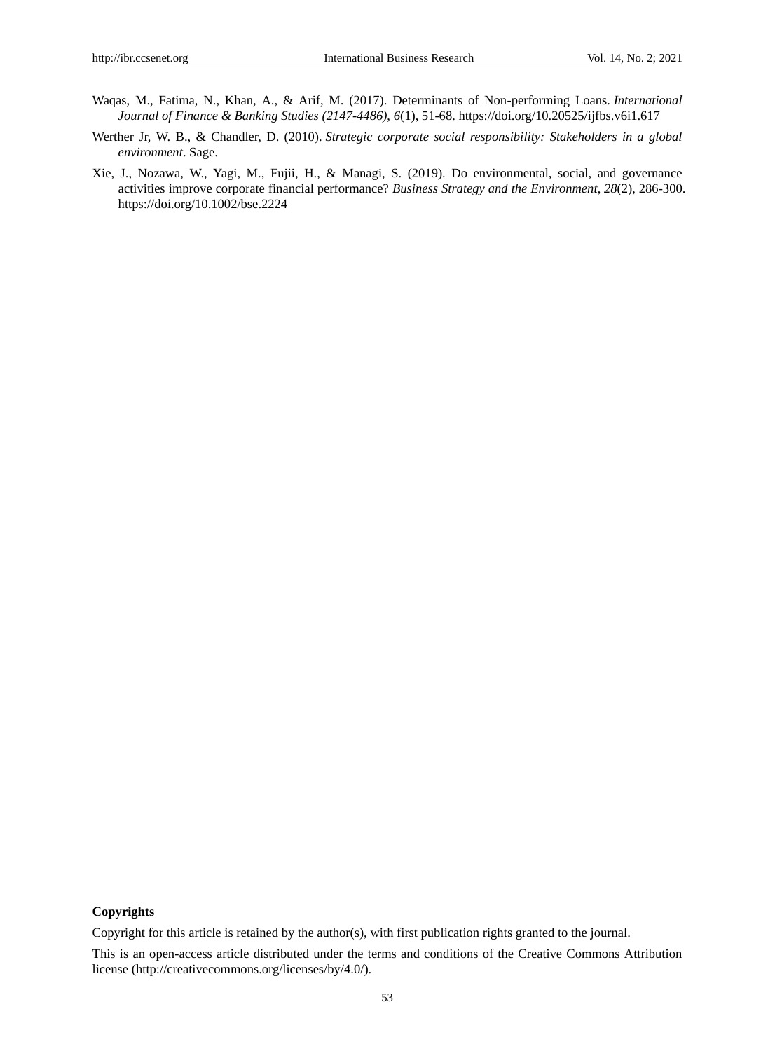Waqas, M., Fatima, N., Khan, A., & Arif, M. (2017). Determinants of Non-performing Loans. *International Journal of Finance & Banking Studies (2147-4486)*, *6*(1), 51-68. https://doi.org/10.20525/ijfbs.v6i1.617

Werther Jr, W. B., & Chandler, D. (2010). *Strategic corporate social responsibility: Stakeholders in a global environment*. Sage.

Xie, J., Nozawa, W., Yagi, M., Fujii, H., & Managi, S. (2019). Do environmental, social, and governance activities improve corporate financial performance? *Business Strategy and the Environment*, *28*(2), 286-300. https://doi.org/10.1002/bse.2224

**Copyrights**

Copyright for this article is retained by the author(s), with first publication rights granted to the journal.

This is an open-access article distributed under the terms and conditions of the Creative Commons Attribution license (http://creativecommons.org/licenses/by/4.0/).